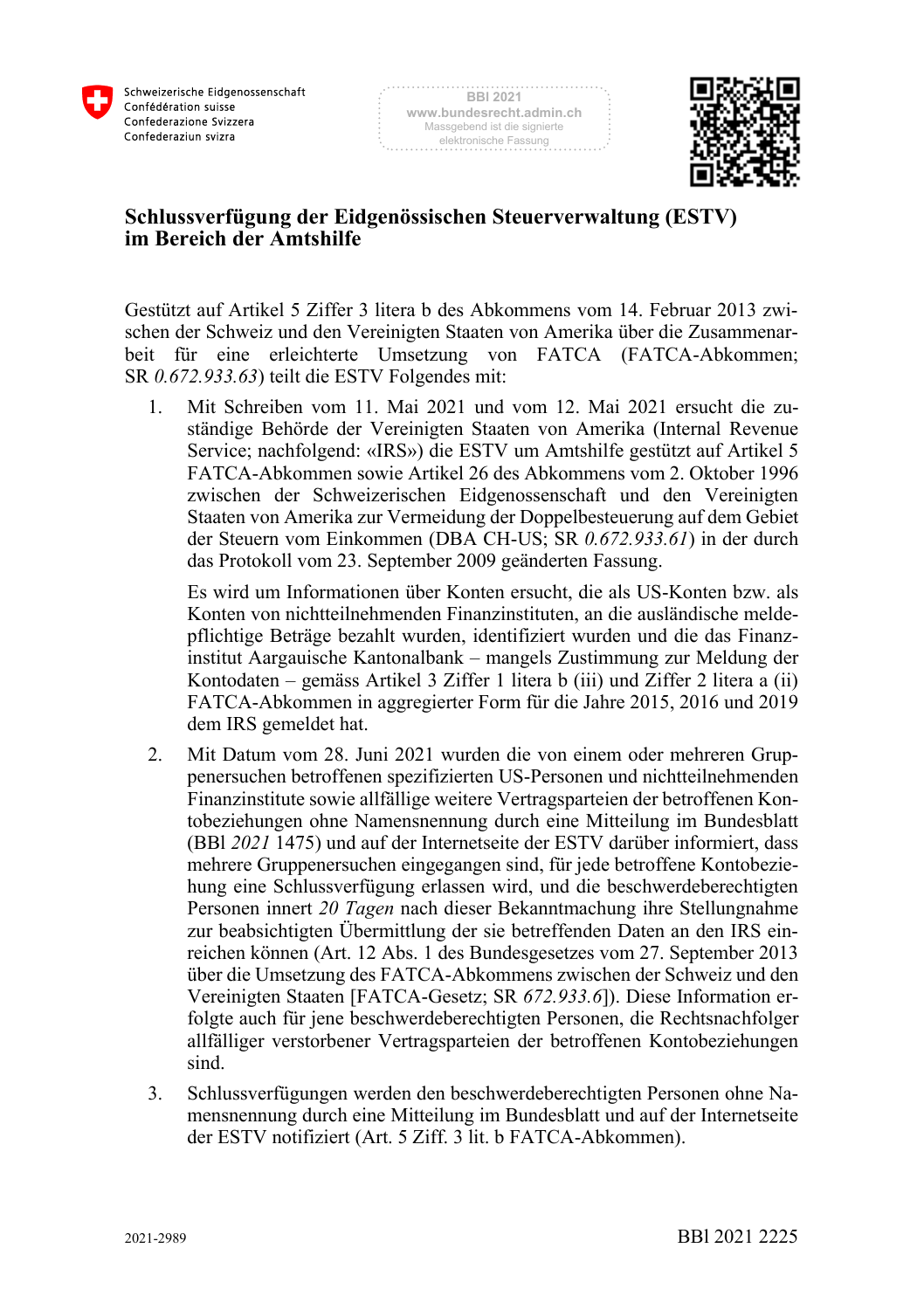# Schlussverfügung der Eidgenössischen Steuerverwaltung (ESTV) im Bereich der Amtshilfe

Gestützt auf Artikel 5 Ziffer 3 litera b des Abkommens vom 14. Februar 2013 zwischen der Schweiz und den Vereinigten Staaten von Amerika über die Zusammenarbeit für eine erleichterte Umsetzung von FATCA (FATCA-Abkommen; SR *0.672.933.63*) teilt die ESTV Folgendes mit:

1. Mit Schreiben vom 11. Mai 2021 und vom 12. Mai 2021 ersucht die zuständige Behörde der Vereinigten Staaten von Amerika (Internal Revenue Service; nachfolgend: «IRS») die ESTV um Amtshilfe gestützt auf Artikel 5 FATCA-Abkommen sowie Artikel 26 des Abkommens vom 2. Oktober 1996 zwischen der Schweizerischen Eidgenossenschaft und den Vereinigten Staaten von Amerika zur Vermeidung der Doppelbesteuerung auf dem Gebiet der Steuern vom Einkommen (DBA CH-US; SR *0.672.933.61*) in der durch das Protokoll vom 23. September 2009 geänderten Fassung.

   Es wird um Informationen über Konten ersucht, die als US-Konten bzw. als Konten von nichtteilnehmenden Finanzinstituten, an die ausländische meldepflichtige Beträge bezahlt wurden, identifiziert wurden und die das Finanzinstitut Aargauische Kantonalbank – mangels Zustimmung zur Meldung der Kontodaten – gemäss Artikel 3 Ziffer 1 litera b (iii) und Ziffer 2 litera a (ii) FATCA-Abkommen in aggregierter Form für die Jahre 2015, 2016 und 2019 dem IRS gemeldet hat.

2. Mit Datum vom 28. Juni 2021 wurden die von einem oder mehreren Gruppenersuchen betroffenen spezifizierten US-Personen und nichtteilnehmenden Finanzinstitute sowie allfällige weitere Vertragsparteien der betroffenen Kontobeziehungen ohne Namensnennung durch eine Mitteilung im Bundesblatt (BBl *2021* 1475) und auf der Internetseite der ESTV darüber informiert, dass mehrere Gruppenersuchen eingegangen sind, für jede betroffene Kontobeziehung eine Schlussverfügung erlassen wird, und die beschwerdeberechtigten Personen innert *20 Tagen* nach dieser Bekanntmachung ihre Stellungnahme zur beabsichtigten Übermittlung der sie betreffenden Daten an den IRS einreichen können (Art. 12 Abs. 1 des Bundesgesetzes vom 27. September 2013 über die Umsetzung des FATCA-Abkommens zwischen der Schweiz und den Vereinigten Staaten [FATCA-Gesetz; SR *672.933.6*]). Diese Information erfolgte auch für jene beschwerdeberechtigten Personen, die Rechtsnachfolger allfälliger verstorbener Vertragsparteien der betroffenen Kontobeziehungen sind.

3. Schlussverfügungen werden den beschwerdeberechtigten Personen ohne Namensnennung durch eine Mitteilung im Bundesblatt und auf der Internetseite der ESTV notifiziert (Art. 5 Ziff. 3 lit. b FATCA-Abkommen).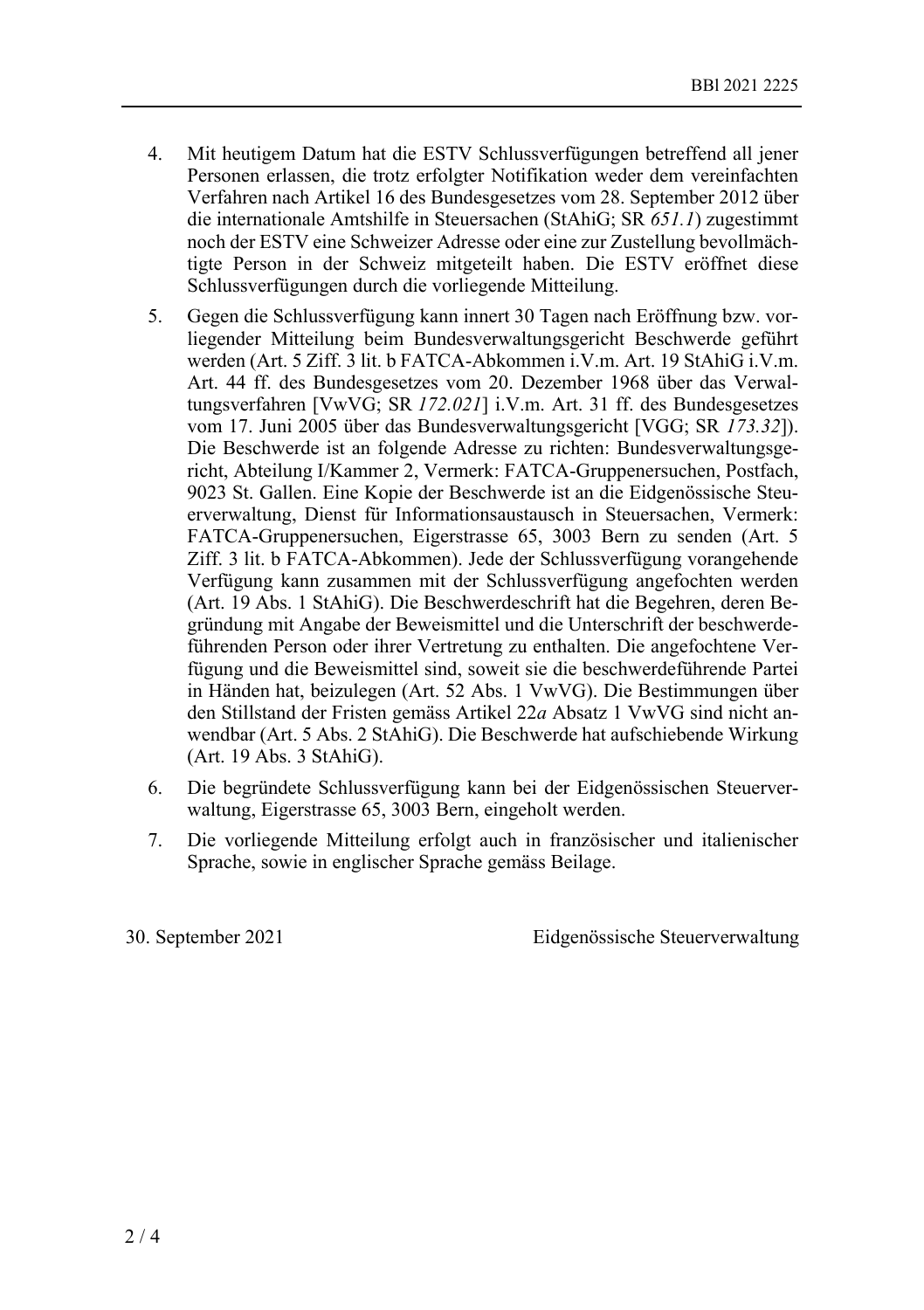4. Mit heutigem Datum hat die ESTV Schlussverfügungen betreffend all jener Personen erlassen, die trotz erfolgter Notifikation weder dem vereinfachten Verfahren nach Artikel 16 des Bundesgesetzes vom 28. September 2012 über die internationale Amtshilfe in Steuersachen (StAhiG; SR *651.1*) zugestimmt noch der ESTV eine Schweizer Adresse oder eine zur Zustellung bevollmächtigte Person in der Schweiz mitgeteilt haben. Die ESTV eröffnet diese Schlussverfügungen durch die vorliegende Mitteilung.

5. Gegen die Schlussverfügung kann innert 30 Tagen nach Eröffnung bzw. vorliegender Mitteilung beim Bundesverwaltungsgericht Beschwerde geführt werden (Art. 5 Ziff. 3 lit. b FATCA-Abkommen i.V.m. Art. 19 StAhiG i.V.m. Art. 44 ff. des Bundesgesetzes vom 20. Dezember 1968 über das Verwaltungsverfahren [VwVG; SR *172.021*] i.V.m. Art. 31 ff. des Bundesgesetzes vom 17. Juni 2005 über das Bundesverwaltungsgericht [VGG; SR *173.32*]). Die Beschwerde ist an folgende Adresse zu richten: Bundesverwaltungsgericht, Abteilung I/Kammer 2, Vermerk: FATCA-Gruppenersuchen, Postfach, 9023 St. Gallen. Eine Kopie der Beschwerde ist an die Eidgenössische Steuerverwaltung, Dienst für Informationsaustausch in Steuersachen, Vermerk: FATCA-Gruppenersuchen, Eigerstrasse 65, 3003 Bern zu senden (Art. 5 Ziff. 3 lit. b FATCA-Abkommen). Jede der Schlussverfügung vorangehende Verfügung kann zusammen mit der Schlussverfügung angefochten werden (Art. 19 Abs. 1 StAhiG). Die Beschwerdeschrift hat die Begehren, deren Begründung mit Angabe der Beweismittel und die Unterschrift der beschwerdeführenden Person oder ihrer Vertretung zu enthalten. Die angefochtene Verfügung und die Beweismittel sind, soweit sie die beschwerdeführende Partei in Händen hat, beizulegen (Art. 52 Abs. 1 VwVG). Die Bestimmungen über den Stillstand der Fristen gemäss Artikel 22*a* Absatz 1 VwVG sind nicht anwendbar (Art. 5 Abs. 2 StAhiG). Die Beschwerde hat aufschiebende Wirkung (Art. 19 Abs. 3 StAhiG).

6. Die begründete Schlussverfügung kann bei der Eidgenössischen Steuerverwaltung, Eigerstrasse 65, 3003 Bern, eingeholt werden.

7. Die vorliegende Mitteilung erfolgt auch in französischer und italienischer Sprache, sowie in englischer Sprache gemäss Beilage.

30. September 2021 — Eidgenössische Steuerverwaltung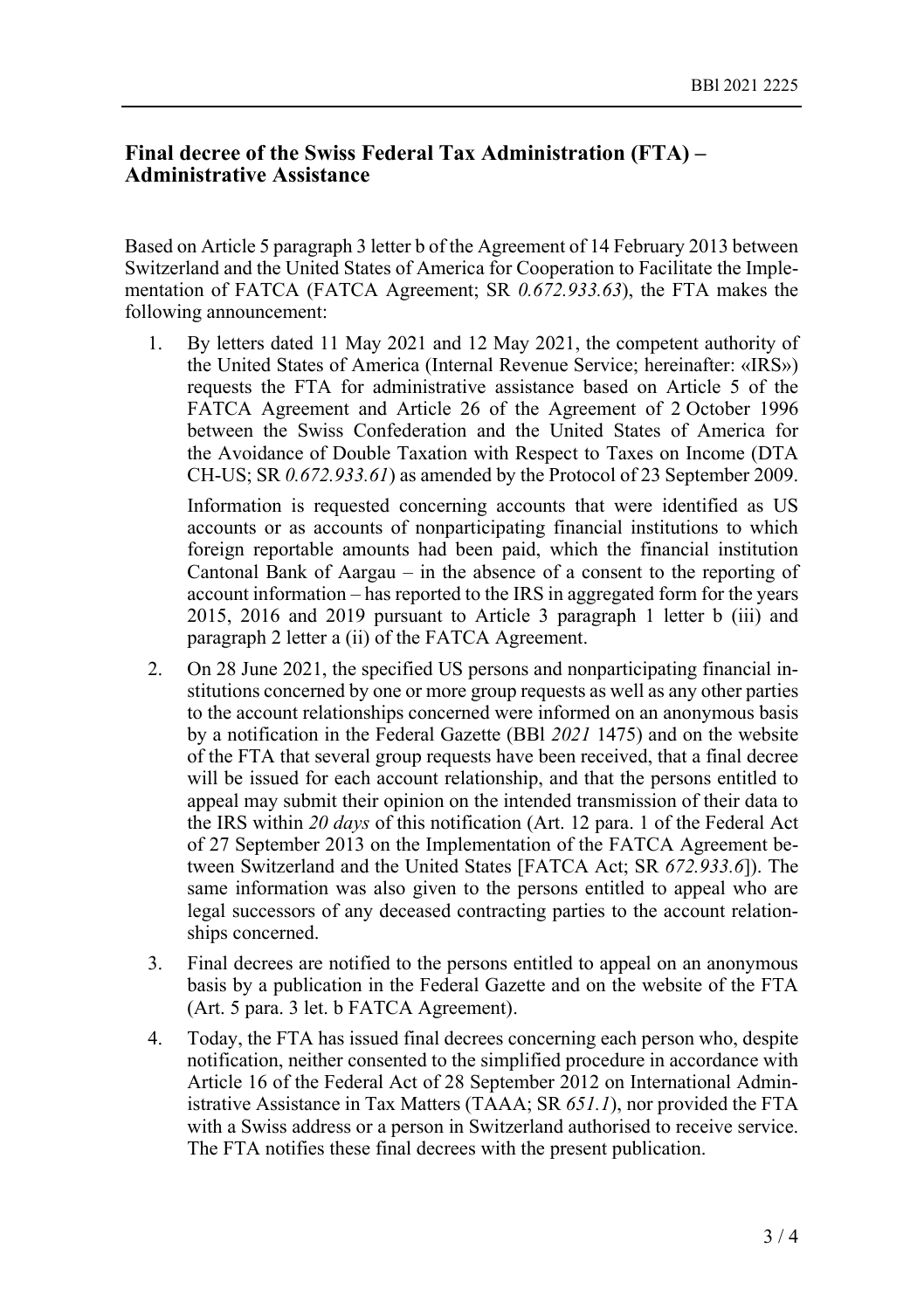## Final decree of the Swiss Federal Tax Administration (FTA) – Administrative Assistance

Based on Article 5 paragraph 3 letter b of the Agreement of 14 February 2013 between Switzerland and the United States of America for Cooperation to Facilitate the Implementation of FATCA (FATCA Agreement; SR *0.672.933.63*), the FTA makes the following announcement:

1. By letters dated 11 May 2021 and 12 May 2021, the competent authority of the United States of America (Internal Revenue Service; hereinafter: «IRS») requests the FTA for administrative assistance based on Article 5 of the FATCA Agreement and Article 26 of the Agreement of 2 October 1996 between the Swiss Confederation and the United States of America for the Avoidance of Double Taxation with Respect to Taxes on Income (DTA CH-US; SR *0.672.933.61*) as amended by the Protocol of 23 September 2009.

   Information is requested concerning accounts that were identified as US accounts or as accounts of nonparticipating financial institutions to which foreign reportable amounts had been paid, which the financial institution Cantonal Bank of Aargau – in the absence of a consent to the reporting of account information – has reported to the IRS in aggregated form for the years 2015, 2016 and 2019 pursuant to Article 3 paragraph 1 letter b (iii) and paragraph 2 letter a (ii) of the FATCA Agreement.

2. On 28 June 2021, the specified US persons and nonparticipating financial institutions concerned by one or more group requests as well as any other parties to the account relationships concerned were informed on an anonymous basis by a notification in the Federal Gazette (BBl *2021* 1475) and on the website of the FTA that several group requests have been received, that a final decree will be issued for each account relationship, and that the persons entitled to appeal may submit their opinion on the intended transmission of their data to the IRS within *20 days* of this notification (Art. 12 para. 1 of the Federal Act of 27 September 2013 on the Implementation of the FATCA Agreement between Switzerland and the United States [FATCA Act; SR *672.933.6*]). The same information was also given to the persons entitled to appeal who are legal successors of any deceased contracting parties to the account relationships concerned.

3. Final decrees are notified to the persons entitled to appeal on an anonymous basis by a publication in the Federal Gazette and on the website of the FTA (Art. 5 para. 3 let. b FATCA Agreement).

4. Today, the FTA has issued final decrees concerning each person who, despite notification, neither consented to the simplified procedure in accordance with Article 16 of the Federal Act of 28 September 2012 on International Administrative Assistance in Tax Matters (TAAA; SR *651.1*), nor provided the FTA with a Swiss address or a person in Switzerland authorised to receive service. The FTA notifies these final decrees with the present publication.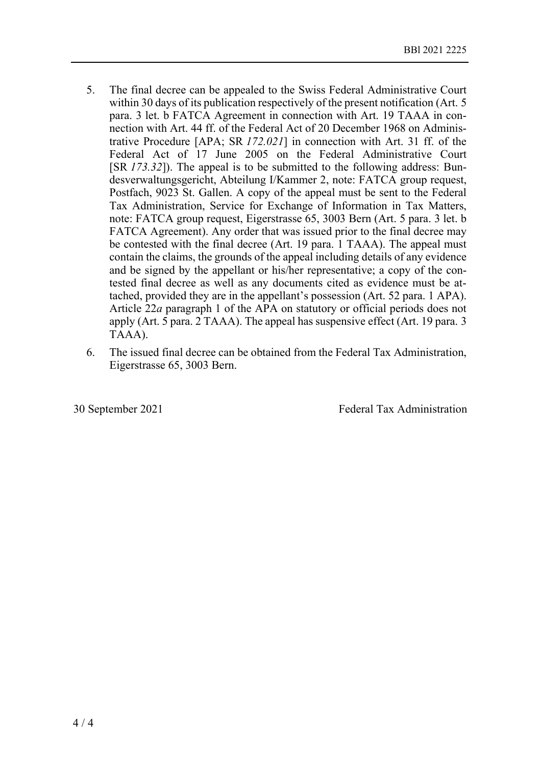5. The final decree can be appealed to the Swiss Federal Administrative Court within 30 days of its publication respectively of the present notification (Art. 5 para. 3 let. b FATCA Agreement in connection with Art. 19 TAAA in connection with Art. 44 ff. of the Federal Act of 20 December 1968 on Administrative Procedure [APA; SR *172.021*] in connection with Art. 31 ff. of the Federal Act of 17 June 2005 on the Federal Administrative Court [SR *173.32*]). The appeal is to be submitted to the following address: Bundesverwaltungsgericht, Abteilung I/Kammer 2, note: FATCA group request, Postfach, 9023 St. Gallen. A copy of the appeal must be sent to the Federal Tax Administration, Service for Exchange of Information in Tax Matters, note: FATCA group request, Eigerstrasse 65, 3003 Bern (Art. 5 para. 3 let. b FATCA Agreement). Any order that was issued prior to the final decree may be contested with the final decree (Art. 19 para. 1 TAAA). The appeal must contain the claims, the grounds of the appeal including details of any evidence and be signed by the appellant or his/her representative; a copy of the contested final decree as well as any documents cited as evidence must be attached, provided they are in the appellant's possession (Art. 52 para. 1 APA). Article 22*a* paragraph 1 of the APA on statutory or official periods does not apply (Art. 5 para. 2 TAAA). The appeal has suspensive effect (Art. 19 para. 3 TAAA).

6. The issued final decree can be obtained from the Federal Tax Administration, Eigerstrasse 65, 3003 Bern.

30 September 2021 Federal Tax Administration